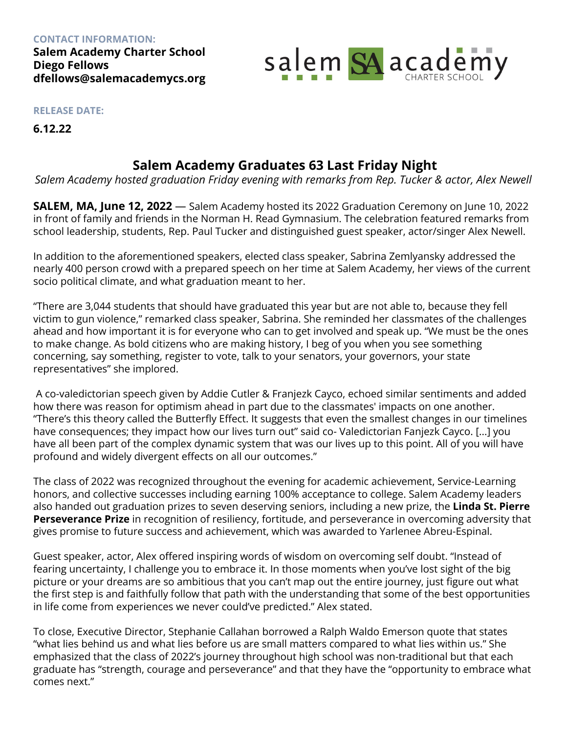**CONTACT INFORMATION:**

**Salem Academy Charter School**
**Diego Fellows**
**dfellows@salemacademycs.org**

**RELEASE DATE:**

**6.12.22**

## Salem Academy Graduates 63 Last Friday Night

*Salem Academy hosted graduation Friday evening with remarks from Rep. Tucker & actor, Alex Newell*

**SALEM, MA, June 12, 2022** — Salem Academy hosted its 2022 Graduation Ceremony on June 10, 2022 in front of family and friends in the Norman H. Read Gymnasium. The celebration featured remarks from school leadership, students, Rep. Paul Tucker and distinguished guest speaker, actor/singer Alex Newell.

In addition to the aforementioned speakers, elected class speaker, Sabrina Zemlyansky addressed the nearly 400 person crowd with a prepared speech on her time at Salem Academy, her views of the current socio political climate, and what graduation meant to her.

"There are 3,044 students that should have graduated this year but are not able to, because they fell victim to gun violence," remarked class speaker, Sabrina. She reminded her classmates of the challenges ahead and how important it is for everyone who can to get involved and speak up. "We must be the ones to make change. As bold citizens who are making history, I beg of you when you see something concerning, say something, register to vote, talk to your senators, your governors, your state representatives" she implored.

A co-valedictorian speech given by Addie Cutler & Franjezk Cayco, echoed similar sentiments and added how there was reason for optimism ahead in part due to the classmates' impacts on one another. "There's this theory called the Butterfly Effect. It suggests that even the smallest changes in our timelines have consequences; they impact how our lives turn out" said co- Valedictorian Fanjezk Cayco. [...] you have all been part of the complex dynamic system that was our lives up to this point. All of you will have profound and widely divergent effects on all our outcomes."

The class of 2022 was recognized throughout the evening for academic achievement, Service-Learning honors, and collective successes including earning 100% acceptance to college. Salem Academy leaders also handed out graduation prizes to seven deserving seniors, including a new prize, the **Linda St. Pierre Perseverance Prize** in recognition of resiliency, fortitude, and perseverance in overcoming adversity that gives promise to future success and achievement, which was awarded to Yarlenee Abreu-Espinal.

Guest speaker, actor, Alex offered inspiring words of wisdom on overcoming self doubt. "Instead of fearing uncertainty, I challenge you to embrace it. In those moments when you've lost sight of the big picture or your dreams are so ambitious that you can't map out the entire journey, just figure out what the first step is and faithfully follow that path with the understanding that some of the best opportunities in life come from experiences we never could've predicted." Alex stated.

To close, Executive Director, Stephanie Callahan borrowed a Ralph Waldo Emerson quote that states "what lies behind us and what lies before us are small matters compared to what lies within us." She emphasized that the class of 2022's journey throughout high school was non-traditional but that each graduate has "strength, courage and perseverance" and that they have the "opportunity to embrace what comes next."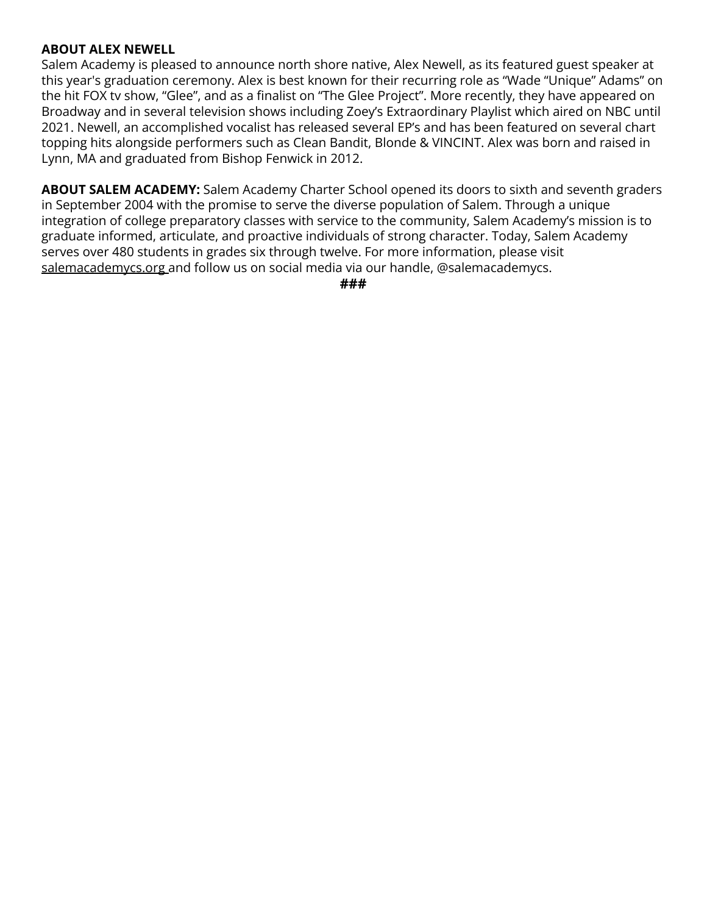**ABOUT ALEX NEWELL**

Salem Academy is pleased to announce north shore native, Alex Newell, as its featured guest speaker at this year's graduation ceremony. Alex is best known for their recurring role as "Wade "Unique" Adams" on the hit FOX tv show, "Glee", and as a finalist on "The Glee Project". More recently, they have appeared on Broadway and in several television shows including Zoey's Extraordinary Playlist which aired on NBC until 2021. Newell, an accomplished vocalist has released several EP's and has been featured on several chart topping hits alongside performers such as Clean Bandit, Blonde & VINCINT. Alex was born and raised in Lynn, MA and graduated from Bishop Fenwick in 2012.

**ABOUT SALEM ACADEMY:** Salem Academy Charter School opened its doors to sixth and seventh graders in September 2004 with the promise to serve the diverse population of Salem. Through a unique integration of college preparatory classes with service to the community, Salem Academy's mission is to graduate informed, articulate, and proactive individuals of strong character. Today, Salem Academy serves over 480 students in grades six through twelve. For more information, please visit salemacademycs.org and follow us on social media via our handle, @salemacademycs.

**###**